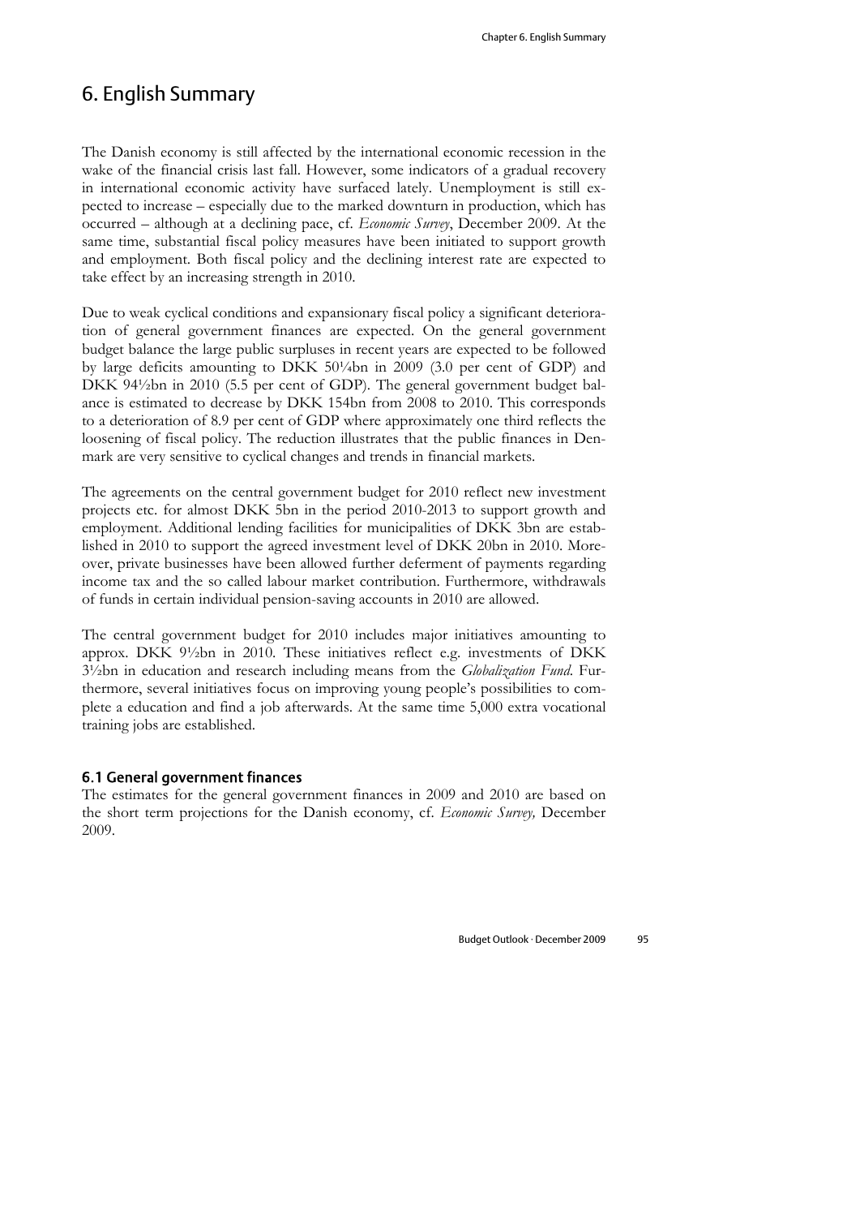# 6. English Summary

The Danish economy is still affected by the international economic recession in the wake of the financial crisis last fall. However, some indicators of a gradual recovery in international economic activity have surfaced lately. Unemployment is still expected to increase – especially due to the marked downturn in production, which has occurred – although at a declining pace, cf. *Economic Survey*, December 2009. At the same time, substantial fiscal policy measures have been initiated to support growth and employment. Both fiscal policy and the declining interest rate are expected to take effect by an increasing strength in 2010.

Due to weak cyclical conditions and expansionary fiscal policy a significant deterioration of general government finances are expected. On the general government budget balance the large public surpluses in recent years are expected to be followed by large deficits amounting to DKK 50¼bn in 2009 (3.0 per cent of GDP) and DKK 94½bn in 2010 (5.5 per cent of GDP). The general government budget balance is estimated to decrease by DKK 154bn from 2008 to 2010. This corresponds to a deterioration of 8.9 per cent of GDP where approximately one third reflects the loosening of fiscal policy. The reduction illustrates that the public finances in Denmark are very sensitive to cyclical changes and trends in financial markets.

The agreements on the central government budget for 2010 reflect new investment projects etc. for almost DKK 5bn in the period 2010-2013 to support growth and employment. Additional lending facilities for municipalities of DKK 3bn are established in 2010 to support the agreed investment level of DKK 20bn in 2010. Moreover, private businesses have been allowed further deferment of payments regarding income tax and the so called labour market contribution. Furthermore, withdrawals of funds in certain individual pension-saving accounts in 2010 are allowed.

The central government budget for 2010 includes major initiatives amounting to approx. DKK 9½bn in 2010. These initiatives reflect e.g. investments of DKK 3½bn in education and research including means from the *Globalization Fund*. Furthermore, several initiatives focus on improving young people's possibilities to complete a education and find a job afterwards. At the same time 5,000 extra vocational training jobs are established.

### 6.1 General government finances

The estimates for the general government finances in 2009 and 2010 are based on the short term projections for the Danish economy, cf. *Economic Survey,* December 2009.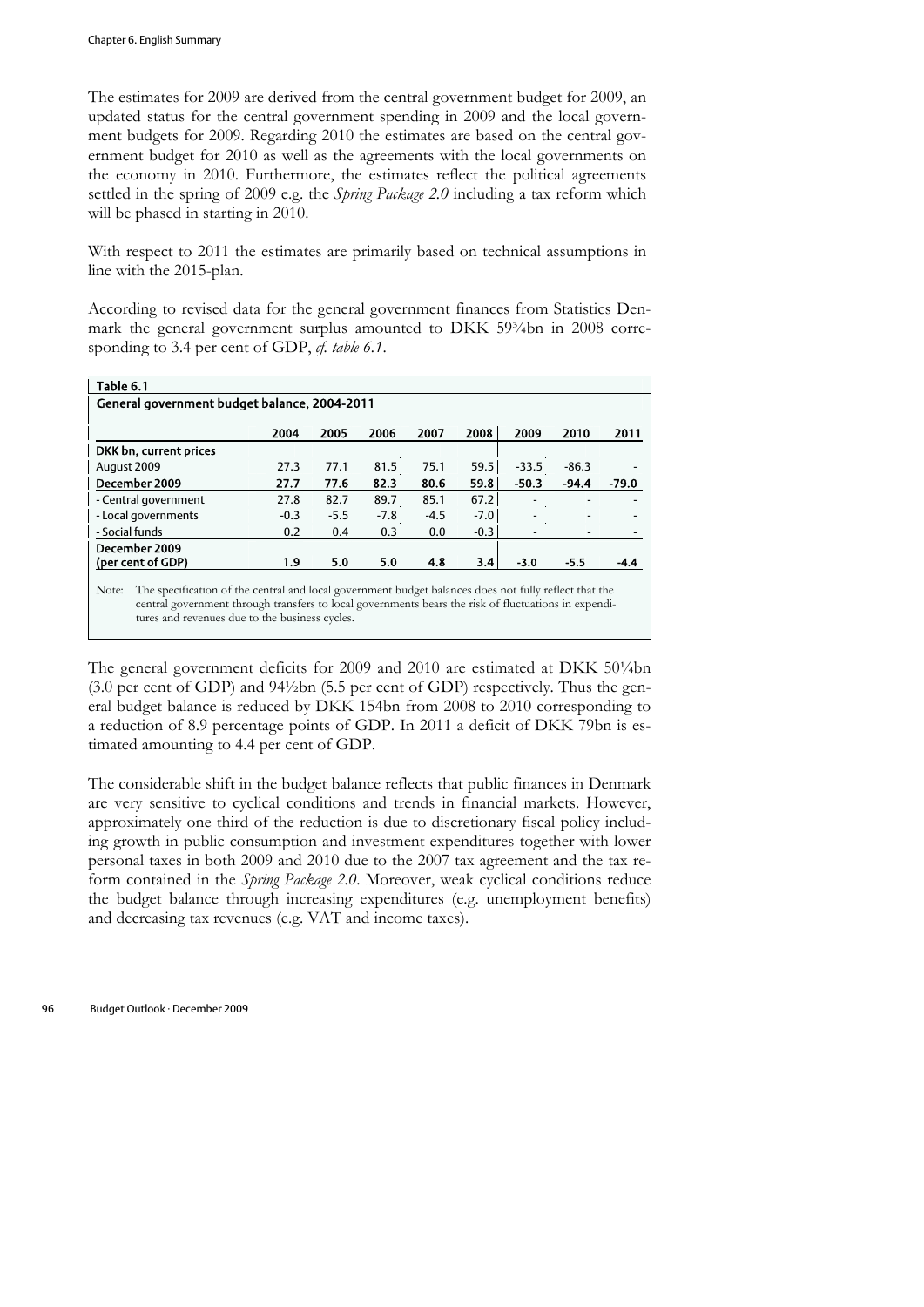The estimates for 2009 are derived from the central government budget for 2009, an updated status for the central government spending in 2009 and the local government budgets for 2009. Regarding 2010 the estimates are based on the central government budget for 2010 as well as the agreements with the local governments on the economy in 2010. Furthermore, the estimates reflect the political agreements settled in the spring of 2009 e.g. the *Spring Package 2.0* including a tax reform which will be phased in starting in 2010.

With respect to 2011 the estimates are primarily based on technical assumptions in line with the 2015-plan.

According to revised data for the general government finances from Statistics Denmark the general government surplus amounted to DKK 59¾bn in 2008 corresponding to 3.4 per cent of GDP, *cf. table 6.1*.

**Table 6.1**
**General government budget balance, 2004-2011**

| | 2004 | 2005 | 2006 | 2007 | 2008 | 2009 | 2010 | 2011 |
|---|---|---|---|---|---|---|---|---|
| **DKK bn, current prices** | | | | | | | | |
| August 2009 | 27.3 | 77.1 | 81.5 | 75.1 | 59.5 | -33.5 | -86.3 | - |
| **December 2009** | **27.7** | **77.6** | **82.3** | **80.6** | **59.8** | **-50.3** | **-94.4** | **-79.0** |
| - Central government | 27.8 | 82.7 | 89.7 | 85.1 | 67.2 | - | - | - |
| - Local governments | -0.3 | -5.5 | -7.8 | -4.5 | -7.0 | - | - | - |
| - Social funds | 0.2 | 0.4 | 0.3 | 0.0 | -0.3 | - | - | - |
| **December 2009 (per cent of GDP)** | **1.9** | **5.0** | **5.0** | **4.8** | **3.4** | **-3.0** | **-5.5** | **-4.4** |

Note: The specification of the central and local government budget balances does not fully reflect that the central government through transfers to local governments bears the risk of fluctuations in expenditures and revenues due to the business cycles.

The general government deficits for 2009 and 2010 are estimated at DKK 50¼bn (3.0 per cent of GDP) and 94½bn (5.5 per cent of GDP) respectively. Thus the general budget balance is reduced by DKK 154bn from 2008 to 2010 corresponding to a reduction of 8.9 percentage points of GDP. In 2011 a deficit of DKK 79bn is estimated amounting to 4.4 per cent of GDP.

The considerable shift in the budget balance reflects that public finances in Denmark are very sensitive to cyclical conditions and trends in financial markets. However, approximately one third of the reduction is due to discretionary fiscal policy including growth in public consumption and investment expenditures together with lower personal taxes in both 2009 and 2010 due to the 2007 tax agreement and the tax reform contained in the *Spring Package 2.0*. Moreover, weak cyclical conditions reduce the budget balance through increasing expenditures (e.g. unemployment benefits) and decreasing tax revenues (e.g. VAT and income taxes).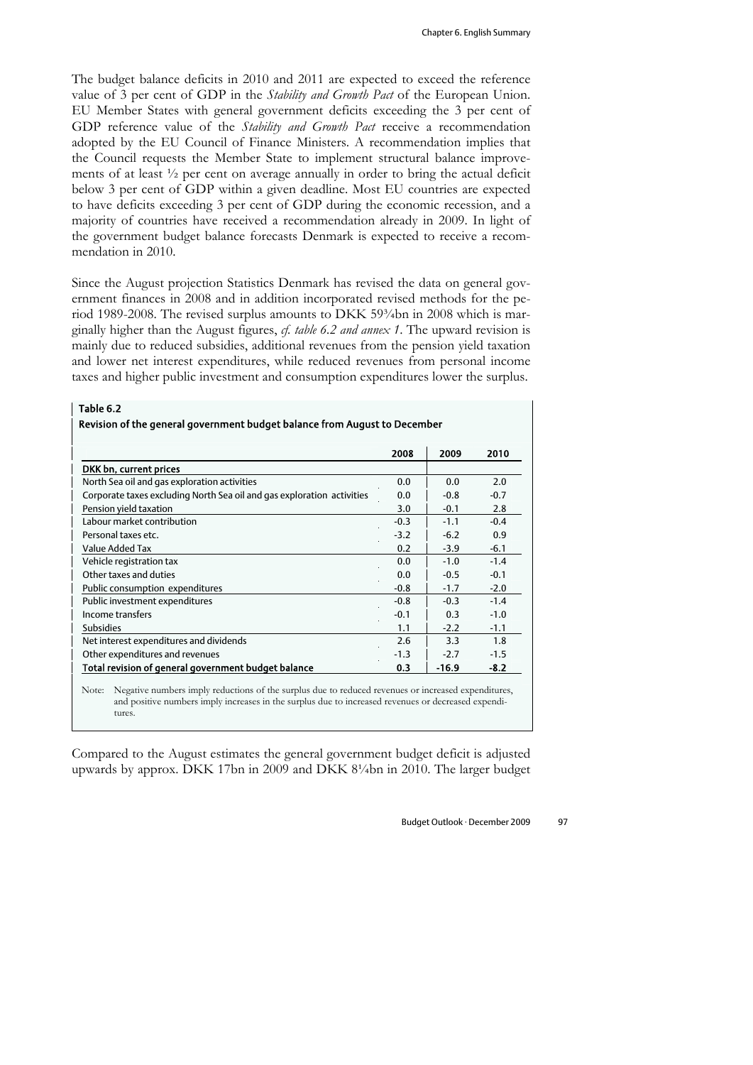The budget balance deficits in 2010 and 2011 are expected to exceed the reference value of 3 per cent of GDP in the *Stability and Growth Pact* of the European Union. EU Member States with general government deficits exceeding the 3 per cent of GDP reference value of the *Stability and Growth Pact* receive a recommendation adopted by the EU Council of Finance Ministers. A recommendation implies that the Council requests the Member State to implement structural balance improvements of at least ½ per cent on average annually in order to bring the actual deficit below 3 per cent of GDP within a given deadline. Most EU countries are expected to have deficits exceeding 3 per cent of GDP during the economic recession, and a majority of countries have received a recommendation already in 2009. In light of the government budget balance forecasts Denmark is expected to receive a recommendation in 2010.

Since the August projection Statistics Denmark has revised the data on general government finances in 2008 and in addition incorporated revised methods for the period 1989-2008. The revised surplus amounts to DKK 59¾bn in 2008 which is marginally higher than the August figures, *cf. table 6.2 and annex 1*. The upward revision is mainly due to reduced subsidies, additional revenues from the pension yield taxation and lower net interest expenditures, while reduced revenues from personal income taxes and higher public investment and consumption expenditures lower the surplus.

**Table 6.2**

**Revision of the general government budget balance from August to December**

| | 2008 | 2009 | 2010 |
|---|---|---|---|
| **DKK bn, current prices** | | | |
| North Sea oil and gas exploration activities | 0.0 | 0.0 | 2.0 |
| Corporate taxes excluding North Sea oil and gas exploration activities | 0.0 | -0.8 | -0.7 |
| Pension yield taxation | 3.0 | -0.1 | 2.8 |
| Labour market contribution | -0.3 | -1.1 | -0.4 |
| Personal taxes etc. | -3.2 | -6.2 | 0.9 |
| Value Added Tax | 0.2 | -3.9 | -6.1 |
| Vehicle registration tax | 0.0 | -1.0 | -1.4 |
| Other taxes and duties | 0.0 | -0.5 | -0.1 |
| Public consumption expenditures | -0.8 | -1.7 | -2.0 |
| Public investment expenditures | -0.8 | -0.3 | -1.4 |
| Income transfers | -0.1 | 0.3 | -1.0 |
| Subsidies | 1.1 | -2.2 | -1.1 |
| Net interest expenditures and dividends | 2.6 | 3.3 | 1.8 |
| Other expenditures and revenues | -1.3 | -2.7 | -1.5 |
| **Total revision of general government budget balance** | **0.3** | **-16.9** | **-8.2** |

Note: Negative numbers imply reductions of the surplus due to reduced revenues or increased expenditures, and positive numbers imply increases in the surplus due to increased revenues or decreased expenditures.

Compared to the August estimates the general government budget deficit is adjusted upwards by approx. DKK 17bn in 2009 and DKK 8¼bn in 2010. The larger budget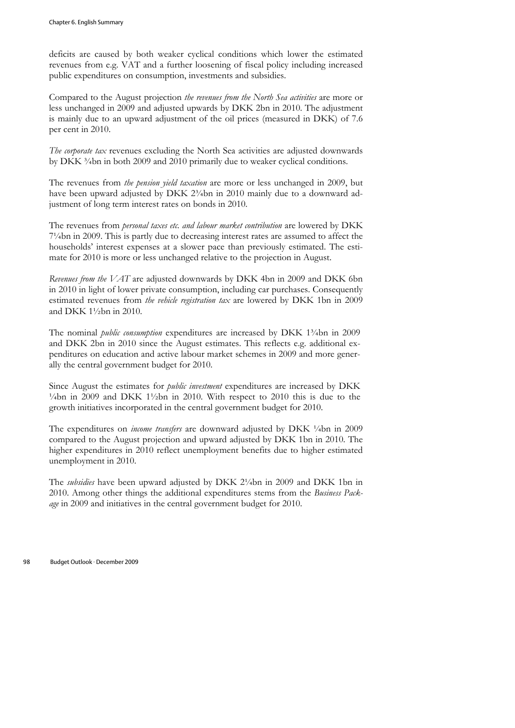deficits are caused by both weaker cyclical conditions which lower the estimated revenues from e.g. VAT and a further loosening of fiscal policy including increased public expenditures on consumption, investments and subsidies.

Compared to the August projection *the revenues from the North Sea activities* are more or less unchanged in 2009 and adjusted upwards by DKK 2bn in 2010. The adjustment is mainly due to an upward adjustment of the oil prices (measured in DKK) of 7.6 per cent in 2010.

*The corporate tax* revenues excluding the North Sea activities are adjusted downwards by DKK ¾bn in both 2009 and 2010 primarily due to weaker cyclical conditions.

The revenues from *the pension yield taxation* are more or less unchanged in 2009, but have been upward adjusted by DKK 2¾bn in 2010 mainly due to a downward adjustment of long term interest rates on bonds in 2010.

The revenues from *personal taxes etc. and labour market contribution* are lowered by DKK 7¼bn in 2009. This is partly due to decreasing interest rates are assumed to affect the households' interest expenses at a slower pace than previously estimated. The estimate for 2010 is more or less unchanged relative to the projection in August.

*Revenues from the VAT* are adjusted downwards by DKK 4bn in 2009 and DKK 6bn in 2010 in light of lower private consumption, including car purchases. Consequently estimated revenues from *the vehicle registration tax* are lowered by DKK 1bn in 2009 and DKK 1½bn in 2010.

The nominal *public consumption* expenditures are increased by DKK 1¾bn in 2009 and DKK 2bn in 2010 since the August estimates. This reflects e.g. additional expenditures on education and active labour market schemes in 2009 and more generally the central government budget for 2010.

Since August the estimates for *public investment* expenditures are increased by DKK ¼bn in 2009 and DKK 1½bn in 2010. With respect to 2010 this is due to the growth initiatives incorporated in the central government budget for 2010.

The expenditures on *income transfers* are downward adjusted by DKK ¼bn in 2009 compared to the August projection and upward adjusted by DKK 1bn in 2010. The higher expenditures in 2010 reflect unemployment benefits due to higher estimated unemployment in 2010.

The *subsidies* have been upward adjusted by DKK 2¼bn in 2009 and DKK 1bn in 2010. Among other things the additional expenditures stems from the *Business Package* in 2009 and initiatives in the central government budget for 2010.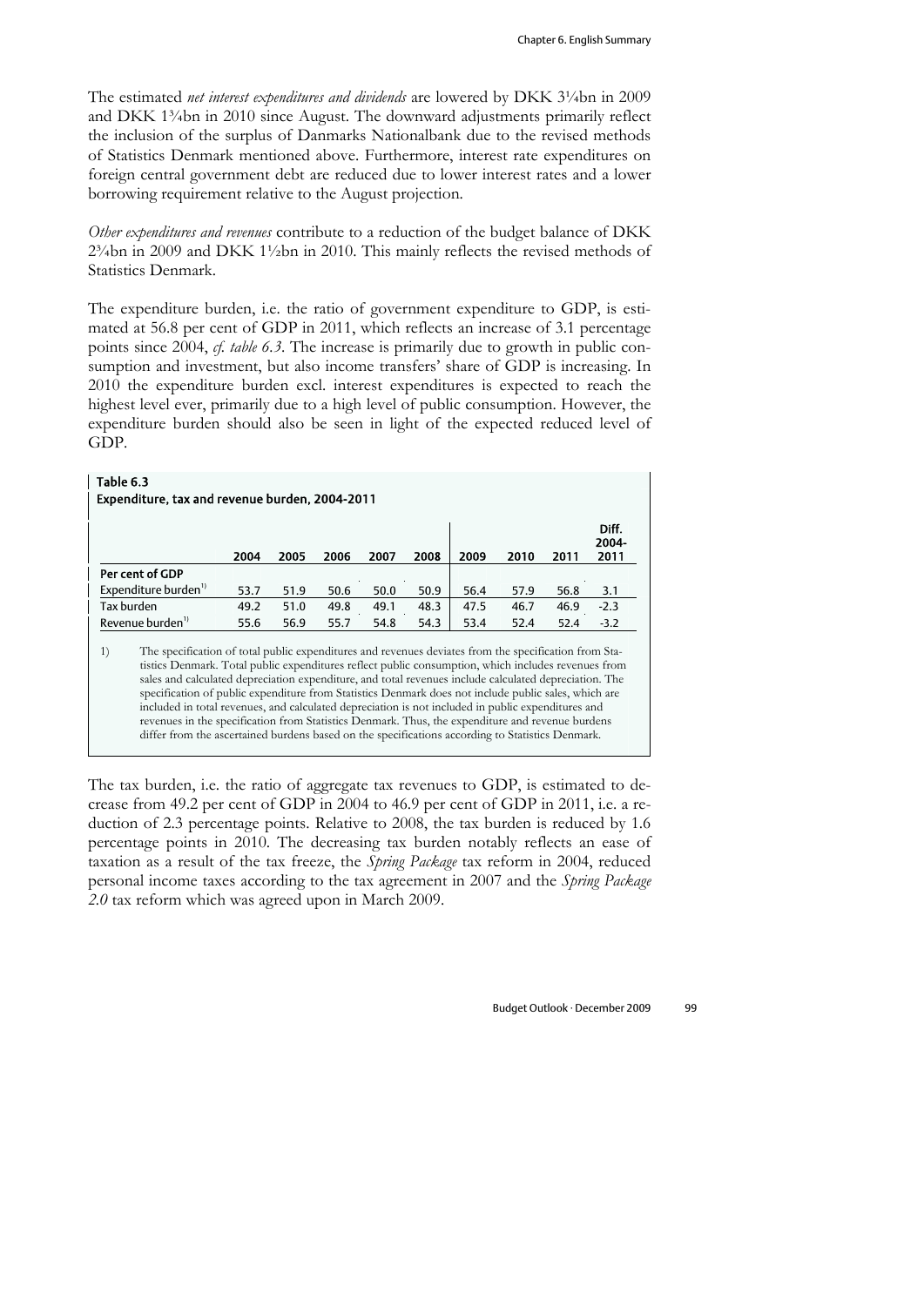The estimated *net interest expenditures and dividends* are lowered by DKK 3¼bn in 2009 and DKK 1¾bn in 2010 since August. The downward adjustments primarily reflect the inclusion of the surplus of Danmarks Nationalbank due to the revised methods of Statistics Denmark mentioned above. Furthermore, interest rate expenditures on foreign central government debt are reduced due to lower interest rates and a lower borrowing requirement relative to the August projection.

*Other expenditures and revenues* contribute to a reduction of the budget balance of DKK 2¾bn in 2009 and DKK 1½bn in 2010. This mainly reflects the revised methods of Statistics Denmark.

The expenditure burden, i.e. the ratio of government expenditure to GDP, is estimated at 56.8 per cent of GDP in 2011, which reflects an increase of 3.1 percentage points since 2004, *cf. table 6.3*. The increase is primarily due to growth in public consumption and investment, but also income transfers' share of GDP is increasing. In 2010 the expenditure burden excl. interest expenditures is expected to reach the highest level ever, primarily due to a high level of public consumption. However, the expenditure burden should also be seen in light of the expected reduced level of GDP.

**Table 6.3**
**Expenditure, tax and revenue burden, 2004-2011**

| | 2004 | 2005 | 2006 | 2007 | 2008 | 2009 | 2010 | 2011 | Diff. 2004-2011 |
|---|---|---|---|---|---|---|---|---|---|
| **Per cent of GDP** | | | | | | | | | |
| Expenditure burden[1] | 53.7 | 51.9 | 50.6 | 50.0 | 50.9 | 56.4 | 57.9 | 56.8 | 3.1 |
| Tax burden | 49.2 | 51.0 | 49.8 | 49.1 | 48.3 | 47.5 | 46.7 | 46.9 | -2.3 |
| Revenue burden[1] | 55.6 | 56.9 | 55.7 | 54.8 | 54.3 | 53.4 | 52.4 | 52.4 | -3.2 |

1) The specification of total public expenditures and revenues deviates from the specification from Statistics Denmark. Total public expenditures reflect public consumption, which includes revenues from sales and calculated depreciation expenditure, and total revenues include calculated depreciation. The specification of public expenditure from Statistics Denmark does not include public sales, which are included in total revenues, and calculated depreciation is not included in public expenditures and revenues in the specification from Statistics Denmark. Thus, the expenditure and revenue burdens differ from the ascertained burdens based on the specifications according to Statistics Denmark.

The tax burden, i.e. the ratio of aggregate tax revenues to GDP, is estimated to decrease from 49.2 per cent of GDP in 2004 to 46.9 per cent of GDP in 2011, i.e. a reduction of 2.3 percentage points. Relative to 2008, the tax burden is reduced by 1.6 percentage points in 2010. The decreasing tax burden notably reflects an ease of taxation as a result of the tax freeze, the *Spring Package* tax reform in 2004, reduced personal income taxes according to the tax agreement in 2007 and the *Spring Package 2.0* tax reform which was agreed upon in March 2009.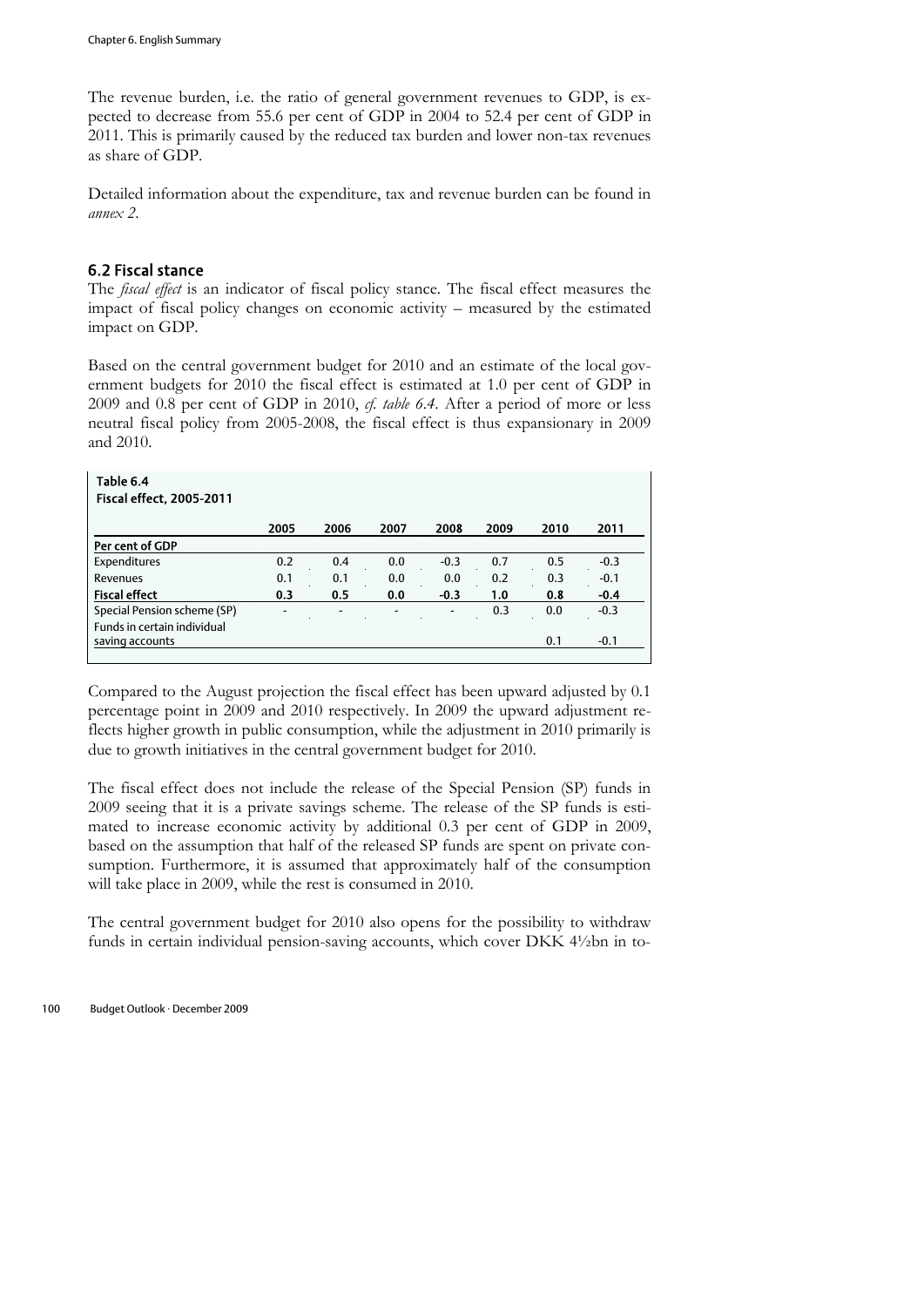The revenue burden, i.e. the ratio of general government revenues to GDP, is expected to decrease from 55.6 per cent of GDP in 2004 to 52.4 per cent of GDP in 2011. This is primarily caused by the reduced tax burden and lower non-tax revenues as share of GDP.

Detailed information about the expenditure, tax and revenue burden can be found in *annex 2*.

## 6.2 Fiscal stance

The *fiscal effect* is an indicator of fiscal policy stance. The fiscal effect measures the impact of fiscal policy changes on economic activity – measured by the estimated impact on GDP.

Based on the central government budget for 2010 and an estimate of the local government budgets for 2010 the fiscal effect is estimated at 1.0 per cent of GDP in 2009 and 0.8 per cent of GDP in 2010, *cf. table 6.4*. After a period of more or less neutral fiscal policy from 2005-2008, the fiscal effect is thus expansionary in 2009 and 2010.

**Table 6.4**
**Fiscal effect, 2005-2011**

| | 2005 | 2006 | 2007 | 2008 | 2009 | 2010 | 2011 |
|---|---|---|---|---|---|---|---|
| **Per cent of GDP** | | | | | | | |
| Expenditures | 0.2 | 0.4 | 0.0 | -0.3 | 0.7 | 0.5 | -0.3 |
| Revenues | 0.1 | 0.1 | 0.0 | 0.0 | 0.2 | 0.3 | -0.1 |
| **Fiscal effect** | **0.3** | **0.5** | **0.0** | **-0.3** | **1.0** | **0.8** | **-0.4** |
| Special Pension scheme (SP) | - | - | - | - | 0.3 | 0.0 | -0.3 |
| Funds in certain individual saving accounts | | | | | | 0.1 | -0.1 |

Compared to the August projection the fiscal effect has been upward adjusted by 0.1 percentage point in 2009 and 2010 respectively. In 2009 the upward adjustment reflects higher growth in public consumption, while the adjustment in 2010 primarily is due to growth initiatives in the central government budget for 2010.

The fiscal effect does not include the release of the Special Pension (SP) funds in 2009 seeing that it is a private savings scheme. The release of the SP funds is estimated to increase economic activity by additional 0.3 per cent of GDP in 2009, based on the assumption that half of the released SP funds are spent on private consumption. Furthermore, it is assumed that approximately half of the consumption will take place in 2009, while the rest is consumed in 2010.

The central government budget for 2010 also opens for the possibility to withdraw funds in certain individual pension-saving accounts, which cover DKK 4½bn in to-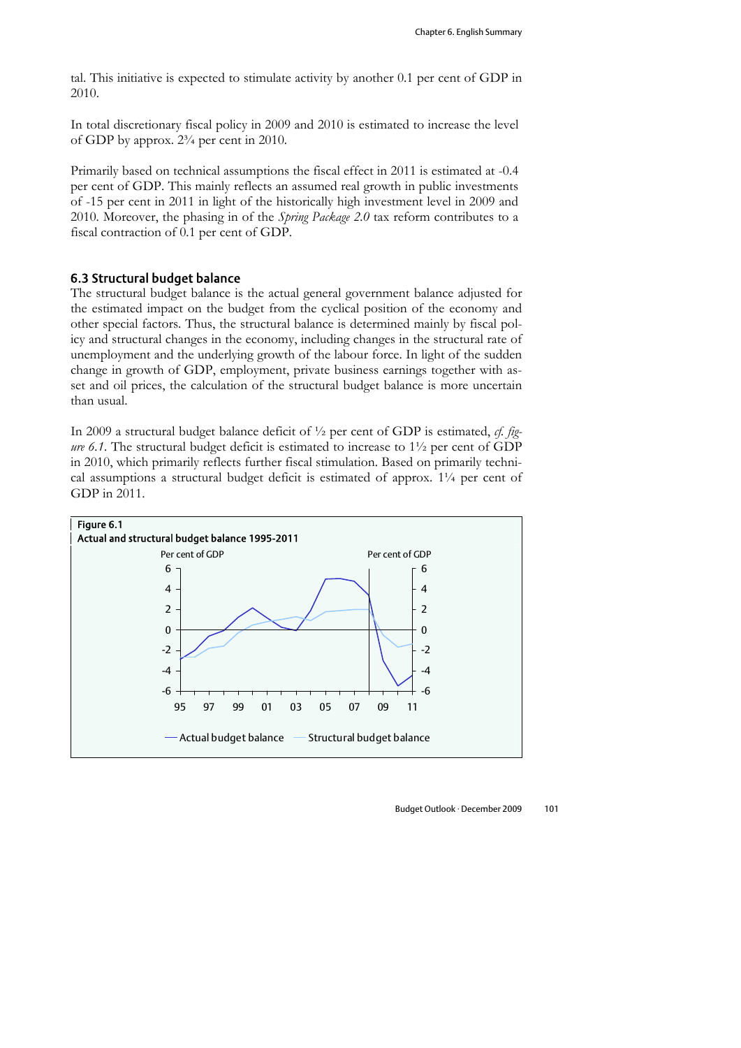tal. This initiative is expected to stimulate activity by another 0.1 per cent of GDP in 2010.

In total discretionary fiscal policy in 2009 and 2010 is estimated to increase the level of GDP by approx. 2¾ per cent in 2010.

Primarily based on technical assumptions the fiscal effect in 2011 is estimated at -0.4 per cent of GDP. This mainly reflects an assumed real growth in public investments of -15 per cent in 2011 in light of the historically high investment level in 2009 and 2010. Moreover, the phasing in of the *Spring Package 2.0* tax reform contributes to a fiscal contraction of 0.1 per cent of GDP.

### 6.3 Structural budget balance

The structural budget balance is the actual general government balance adjusted for the estimated impact on the budget from the cyclical position of the economy and other special factors. Thus, the structural balance is determined mainly by fiscal policy and structural changes in the economy, including changes in the structural rate of unemployment and the underlying growth of the labour force. In light of the sudden change in growth of GDP, employment, private business earnings together with asset and oil prices, the calculation of the structural budget balance is more uncertain than usual.

In 2009 a structural budget balance deficit of ½ per cent of GDP is estimated, *cf. figure 6.1*. The structural budget deficit is estimated to increase to 1½ per cent of GDP in 2010, which primarily reflects further fiscal stimulation. Based on primarily technical assumptions a structural budget deficit is estimated of approx. 1¼ per cent of GDP in 2011.

**Figure 6.1**
**Actual and structural budget balance 1995-2011**

— Actual budget balance — Structural budget balance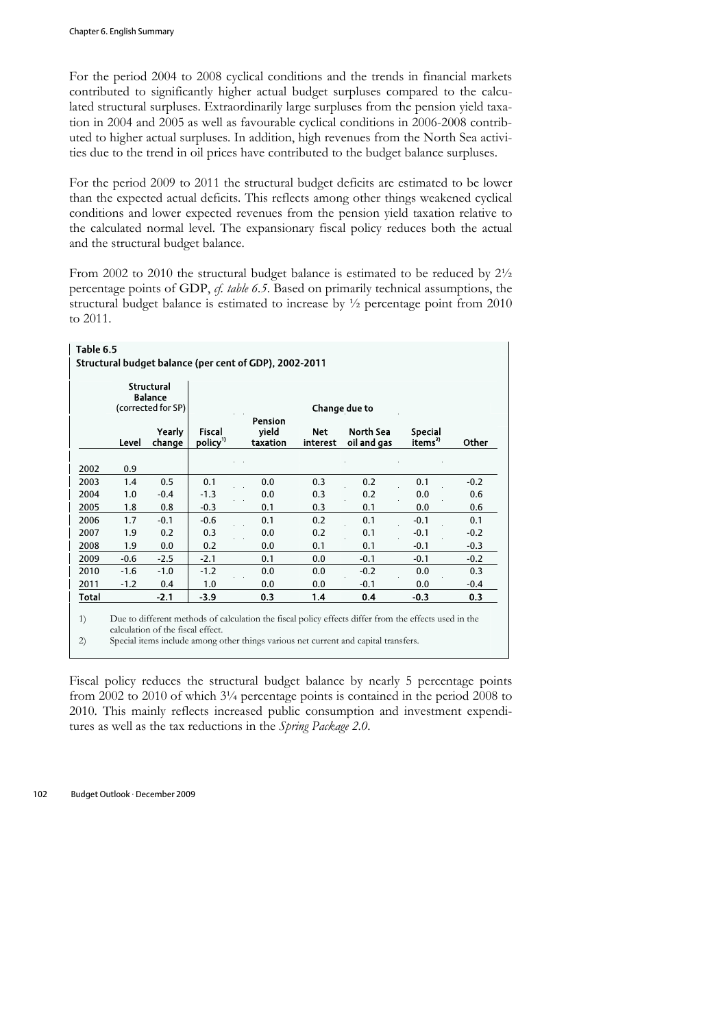For the period 2004 to 2008 cyclical conditions and the trends in financial markets contributed to significantly higher actual budget surpluses compared to the calculated structural surpluses. Extraordinarily large surpluses from the pension yield taxation in 2004 and 2005 as well as favourable cyclical conditions in 2006-2008 contributed to higher actual surpluses. In addition, high revenues from the North Sea activities due to the trend in oil prices have contributed to the budget balance surpluses.

For the period 2009 to 2011 the structural budget deficits are estimated to be lower than the expected actual deficits. This reflects among other things weakened cyclical conditions and lower expected revenues from the pension yield taxation relative to the calculated normal level. The expansionary fiscal policy reduces both the actual and the structural budget balance.

From 2002 to 2010 the structural budget balance is estimated to be reduced by 2½ percentage points of GDP, *cf. table 6.5*. Based on primarily technical assumptions, the structural budget balance is estimated to increase by ½ percentage point from 2010 to 2011.

**Table 6.5**
**Structural budget balance (per cent of GDP), 2002-2011**

| | Structural Balance (corrected for SP) | | Change due to | | | | | |
|---|---|---|---|---|---|---|---|---|
| | Level | Yearly change | Fiscal policy[1] | Pension yield taxation | Net interest | North Sea oil and gas | Special items[2] | Other |
| 2002 | 0.9 | | | | | | | |
| 2003 | 1.4 | 0.5 | 0.1 | 0.0 | 0.3 | 0.2 | 0.1 | -0.2 |
| 2004 | 1.0 | -0.4 | -1.3 | 0.0 | 0.3 | 0.2 | 0.0 | 0.6 |
| 2005 | 1.8 | 0.8 | -0.3 | 0.1 | 0.3 | 0.1 | 0.0 | 0.6 |
| 2006 | 1.7 | -0.1 | -0.6 | 0.1 | 0.2 | 0.1 | -0.1 | 0.1 |
| 2007 | 1.9 | 0.2 | 0.3 | 0.0 | 0.2 | 0.1 | -0.1 | -0.2 |
| 2008 | 1.9 | 0.0 | 0.2 | 0.0 | 0.1 | 0.1 | -0.1 | -0.3 |
| 2009 | -0.6 | -2.5 | -2.1 | 0.1 | 0.0 | -0.1 | -0.1 | -0.2 |
| 2010 | -1.6 | -1.0 | -1.2 | 0.0 | 0.0 | -0.2 | 0.0 | 0.3 |
| 2011 | -1.2 | 0.4 | 1.0 | 0.0 | 0.0 | -0.1 | 0.0 | -0.4 |
| **Total** | | **-2.1** | **-3.9** | **0.3** | **1.4** | **0.4** | **-0.3** | **0.3** |

1) Due to different methods of calculation the fiscal policy effects differ from the effects used in the calculation of the fiscal effect.
2) Special items include among other things various net current and capital transfers.

Fiscal policy reduces the structural budget balance by nearly 5 percentage points from 2002 to 2010 of which 3¼ percentage points is contained in the period 2008 to 2010. This mainly reflects increased public consumption and investment expenditures as well as the tax reductions in the *Spring Package 2.0*.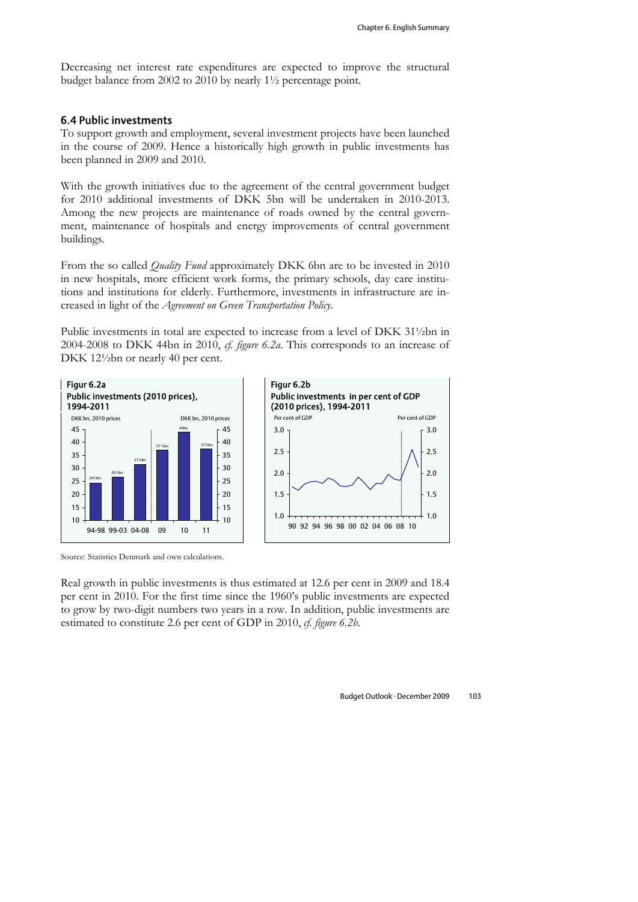Decreasing net interest rate expenditures are expected to improve the structural budget balance from 2002 to 2010 by nearly 1½ percentage point.

## 6.4 Public investments

To support growth and employment, several investment projects have been launched in the course of 2009. Hence a historically high growth in public investments has been planned in 2009 and 2010.

With the growth initiatives due to the agreement of the central government budget for 2010 additional investments of DKK 5bn will be undertaken in 2010-2013. Among the new projects are maintenance of roads owned by the central government, maintenance of hospitals and energy improvements of central government buildings.

From the so called *Quality Fund* approximately DKK 6bn are to be invested in 2010 in new hospitals, more efficient work forms, the primary schools, day care institutions and institutions for elderly. Furthermore, investments in infrastructure are increased in light of the *Agreement on Green Transportation Policy*.

Public investments in total are expected to increase from a level of DKK 31½bn in 2004-2008 to DKK 44bn in 2010, *cf. figure 6.2a*. This corresponds to an increase of DKK 12½bn or nearly 40 per cent.

**Figur 6.2a**
**Public investments (2010 prices), 1994-2011**

| Period | DKK bn, 2010 prices |
| --- | --- |
| 94-98 | 24½bn |
| 99-03 | 26½bn |
| 04-08 | 31½bn |
| 09 | 37 ½bn |
| 10 | 44bn |
| 11 | 37½bn |

**Figur 6.2b**
**Public investments in per cent of GDP (2010 prices), 1994-2011**

Source: Statistics Denmark and own calculations.

Real growth in public investments is thus estimated at 12.6 per cent in 2009 and 18.4 per cent in 2010. For the first time since the 1960's public investments are expected to grow by two-digit numbers two years in a row. In addition, public investments are estimated to constitute 2.6 per cent of GDP in 2010, *cf. figure 6.2b*.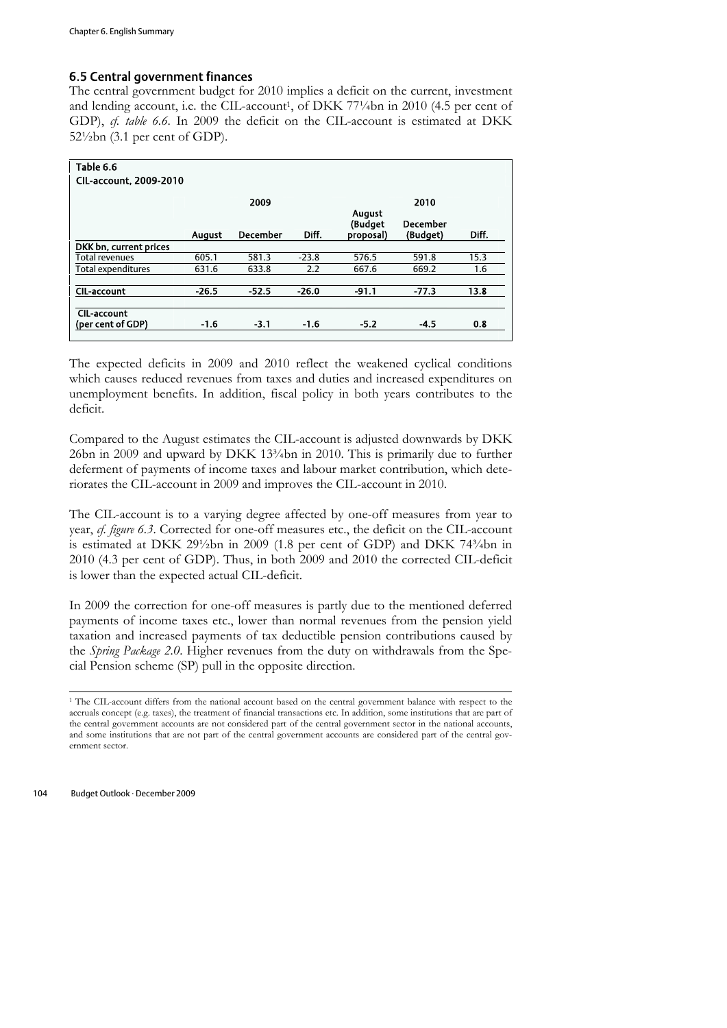## 6.5 Central government finances

The central government budget for 2010 implies a deficit on the current, investment and lending account, i.e. the CIL-account[1], of DKK 77¼bn in 2010 (4.5 per cent of GDP), *cf. table 6.6*. In 2009 the deficit on the CIL-account is estimated at DKK 52½bn (3.1 per cent of GDP).

**Table 6.6**
**CIL-account, 2009-2010**

| | 2009 | | | 2010 | | |
|---|---|---|---|---|---|---|
| | August | December | Diff. | August (Budget proposal) | December (Budget) | Diff. |
| **DKK bn, current prices** | | | | | | |
| Total revenues | 605.1 | 581.3 | -23.8 | 576.5 | 591.8 | 15.3 |
| Total expenditures | 631.6 | 633.8 | 2.2 | 667.6 | 669.2 | 1.6 |
| **CIL-account** | **-26.5** | **-52.5** | **-26.0** | **-91.1** | **-77.3** | **13.8** |
| **CIL-account (per cent of GDP)** | **-1.6** | **-3.1** | **-1.6** | **-5.2** | **-4.5** | **0.8** |

The expected deficits in 2009 and 2010 reflect the weakened cyclical conditions which causes reduced revenues from taxes and duties and increased expenditures on unemployment benefits. In addition, fiscal policy in both years contributes to the deficit.

Compared to the August estimates the CIL-account is adjusted downwards by DKK 26bn in 2009 and upward by DKK 13¾bn in 2010. This is primarily due to further deferment of payments of income taxes and labour market contribution, which deteriorates the CIL-account in 2009 and improves the CIL-account in 2010.

The CIL-account is to a varying degree affected by one-off measures from year to year, *cf. figure 6.3*. Corrected for one-off measures etc., the deficit on the CIL-account is estimated at DKK 29½bn in 2009 (1.8 per cent of GDP) and DKK 74¾bn in 2010 (4.3 per cent of GDP). Thus, in both 2009 and 2010 the corrected CIL-deficit is lower than the expected actual CIL-deficit.

In 2009 the correction for one-off measures is partly due to the mentioned deferred payments of income taxes etc., lower than normal revenues from the pension yield taxation and increased payments of tax deductible pension contributions caused by the *Spring Package 2.0*. Higher revenues from the duty on withdrawals from the Special Pension scheme (SP) pull in the opposite direction.

[1] The CIL-account differs from the national account based on the central government balance with respect to the accruals concept (e.g. taxes), the treatment of financial transactions etc. In addition, some institutions that are part of the central government accounts are not considered part of the central government sector in the national accounts, and some institutions that are not part of the central government accounts are considered part of the central government sector.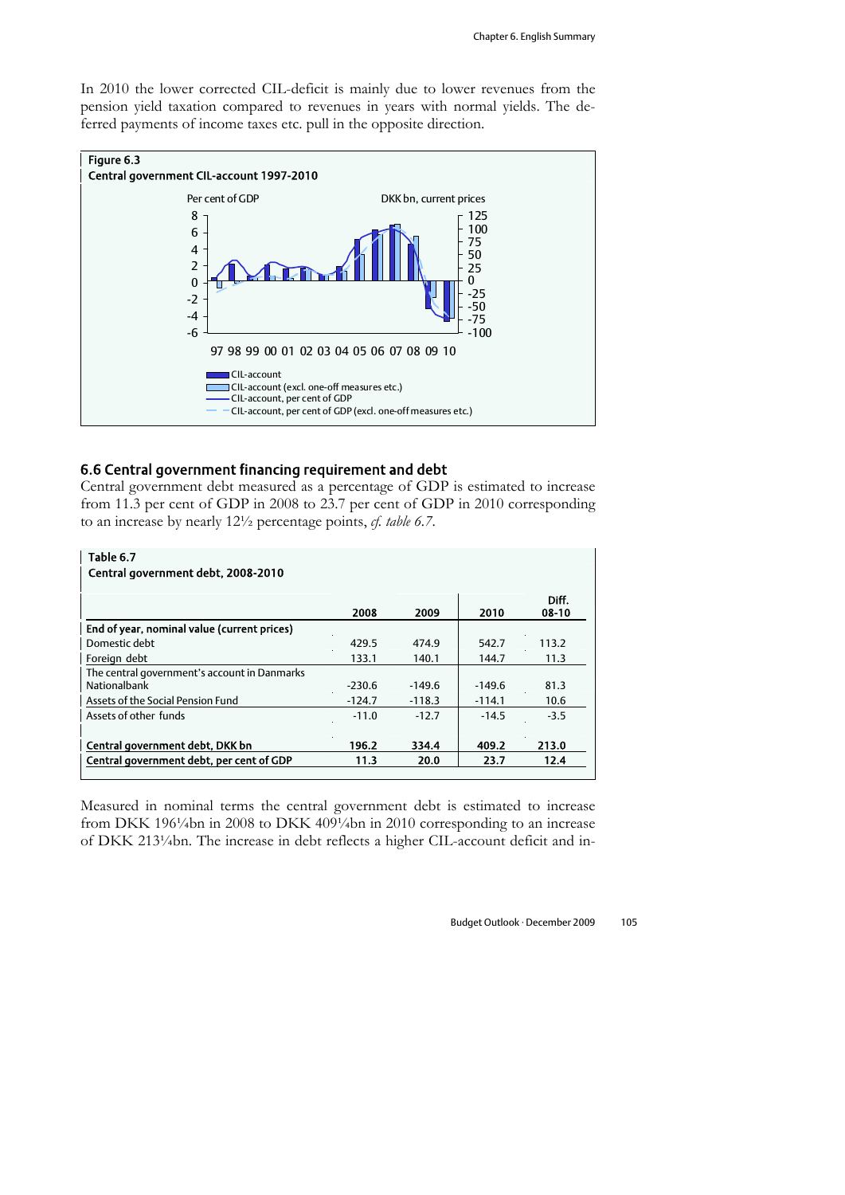In 2010 the lower corrected CIL-deficit is mainly due to lower revenues from the pension yield taxation compared to revenues in years with normal yields. The deferred payments of income taxes etc. pull in the opposite direction.

**Figure 6.3**
**Central government CIL-account 1997-2010**

Per cent of GDP | DKK bn, current prices

- CIL-account
- CIL-account (excl. one-off measures etc.)
- CIL-account, per cent of GDP
- CIL-account, per cent of GDP (excl. one-off measures etc.)

## 6.6 Central government financing requirement and debt

Central government debt measured as a percentage of GDP is estimated to increase from 11.3 per cent of GDP in 2008 to 23.7 per cent of GDP in 2010 corresponding to an increase by nearly 12½ percentage points, *cf. table 6.7*.

**Table 6.7**
**Central government debt, 2008-2010**

| | 2008 | 2009 | 2010 | Diff. 08-10 |
|---|---|---|---|---|
| **End of year, nominal value (current prices)** | | | | |
| Domestic debt | 429.5 | 474.9 | 542.7 | 113.2 |
| Foreign debt | 133.1 | 140.1 | 144.7 | 11.3 |
| The central government's account in Danmarks Nationalbank | -230.6 | -149.6 | -149.6 | 81.3 |
| Assets of the Social Pension Fund | -124.7 | -118.3 | -114.1 | 10.6 |
| Assets of other funds | -11.0 | -12.7 | -14.5 | -3.5 |
| **Central government debt, DKK bn** | **196.2** | **334.4** | **409.2** | **213.0** |
| **Central government debt, per cent of GDP** | **11.3** | **20.0** | **23.7** | **12.4** |

Measured in nominal terms the central government debt is estimated to increase from DKK 196¼bn in 2008 to DKK 409¼bn in 2010 corresponding to an increase of DKK 213¼bn. The increase in debt reflects a higher CIL-account deficit and in-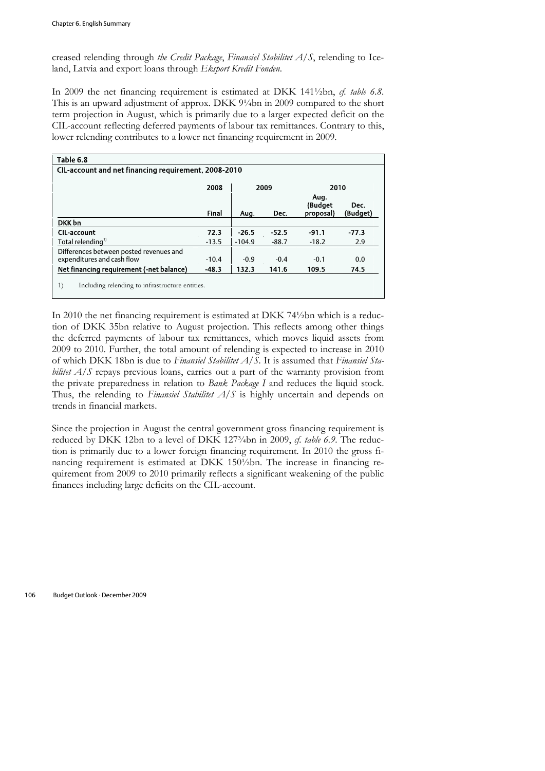creased relending through *the Credit Package*, *Finansiel Stabilitet A/S*, relending to Iceland, Latvia and export loans through *Eksport Kredit Fonden*.

In 2009 the net financing requirement is estimated at DKK 141½bn, *cf. table 6.8*. This is an upward adjustment of approx. DKK 9¼bn in 2009 compared to the short term projection in August, which is primarily due to a larger expected deficit on the CIL-account reflecting deferred payments of labour tax remittances. Contrary to this, lower relending contributes to a lower net financing requirement in 2009.

**Table 6.8**

**CIL-account and net financing requirement, 2008-2010**

| | 2008 | 2009 | | 2010 | |
|---|---|---|---|---|---|
| | Final | Aug. | Dec. | Aug. (Budget proposal) | Dec. (Budget) |
| **DKK bn** | | | | | |
| **CIL-account** | **72.3** | **-26.5** | **-52.5** | **-91.1** | **-77.3** |
| Total relending[1] | -13.5 | -104.9 | -88.7 | -18.2 | 2.9 |
| Differences between posted revenues and expenditures and cash flow | -10.4 | -0.9 | -0.4 | -0.1 | 0.0 |
| **Net financing requirement (-net balance)** | **-48.3** | **132.3** | **141.6** | **109.5** | **74.5** |

1) Including relending to infrastructure entities.

In 2010 the net financing requirement is estimated at DKK 74½bn which is a reduction of DKK 35bn relative to August projection. This reflects among other things the deferred payments of labour tax remittances, which moves liquid assets from 2009 to 2010. Further, the total amount of relending is expected to increase in 2010 of which DKK 18bn is due to *Finansiel Stabilitet A/S*. It is assumed that *Finansiel Stabilitet A/S* repays previous loans, carries out a part of the warranty provision from the private preparedness in relation to *Bank Package I* and reduces the liquid stock. Thus, the relending to *Finansiel Stabilitet A/S* is highly uncertain and depends on trends in financial markets.

Since the projection in August the central government gross financing requirement is reduced by DKK 12bn to a level of DKK 127¾bn in 2009, *cf. table 6.9*. The reduction is primarily due to a lower foreign financing requirement. In 2010 the gross financing requirement is estimated at DKK 150½bn. The increase in financing requirement from 2009 to 2010 primarily reflects a significant weakening of the public finances including large deficits on the CIL-account.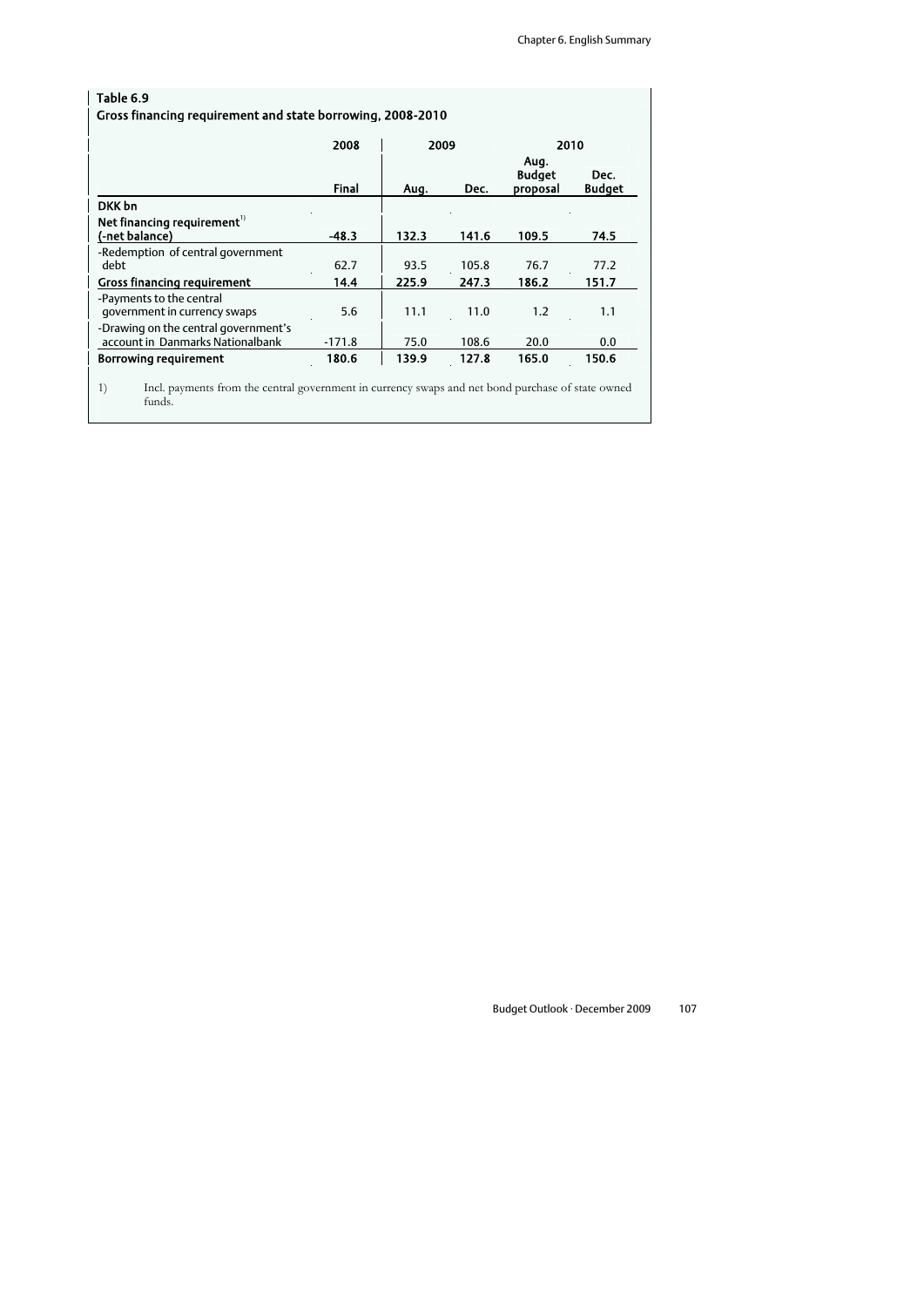### Table 6.9
**Gross financing requirement and state borrowing, 2008-2010**

| | 2008 | 2009 | | 2010 | |
|---|---|---|---|---|---|
| | Final | Aug. | Dec. | Aug. Budget proposal | Dec. Budget |
| **DKK bn** | | | | | |
| **Net financing requirement[1] (-net balance)** | **-48.3** | **132.3** | **141.6** | **109.5** | **74.5** |
| -Redemption of central government debt | 62.7 | 93.5 | 105.8 | 76.7 | 77.2 |
| **Gross financing requirement** | **14.4** | **225.9** | **247.3** | **186.2** | **151.7** |
| -Payments to the central government in currency swaps | 5.6 | 11.1 | 11.0 | 1.2 | 1.1 |
| -Drawing on the central government's account in Danmarks Nationalbank | -171.8 | 75.0 | 108.6 | 20.0 | 0.0 |
| **Borrowing requirement** | **180.6** | **139.9** | **127.8** | **165.0** | **150.6** |

1) Incl. payments from the central government in currency swaps and net bond purchase of state owned funds.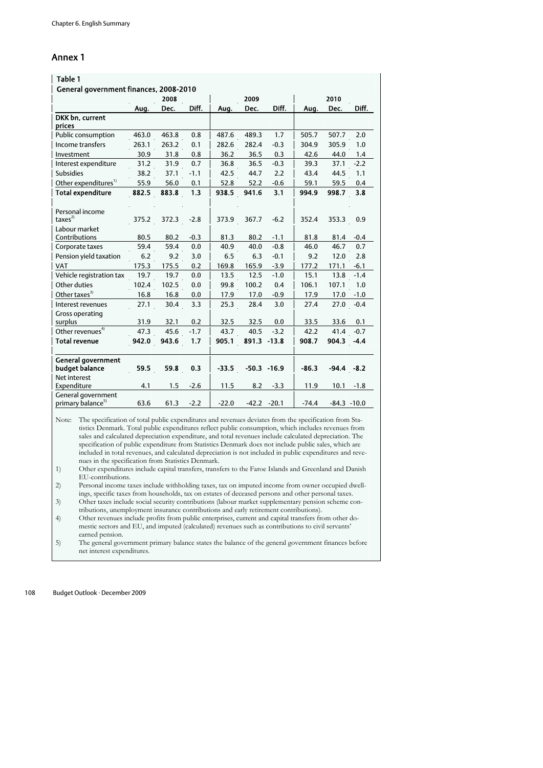## Annex 1

**Table 1**
**General government finances, 2008-2010**

| | 2008 | | | 2009 | | | 2010 | | |
|---|---|---|---|---|---|---|---|---|---|
| | Aug. | Dec. | Diff. | Aug. | Dec. | Diff. | Aug. | Dec. | Diff. |
| **DKK bn, current prices** | | | | | | | | | |
| Public consumption | 463.0 | 463.8 | 0.8 | 487.6 | 489.3 | 1.7 | 505.7 | 507.7 | 2.0 |
| Income transfers | 263.1 | 263.2 | 0.1 | 282.6 | 282.4 | -0.3 | 304.9 | 305.9 | 1.0 |
| Investment | 30.9 | 31.8 | 0.8 | 36.2 | 36.5 | 0.3 | 42.6 | 44.0 | 1.4 |
| Interest expenditure | 31.2 | 31.9 | 0.7 | 36.8 | 36.5 | -0.3 | 39.3 | 37.1 | -2.2 |
| Subsidies | 38.2 | 37.1 | -1.1 | 42.5 | 44.7 | 2.2 | 43.4 | 44.5 | 1.1 |
| Other expenditures[1] | 55.9 | 56.0 | 0.1 | 52.8 | 52.2 | -0.6 | 59.1 | 59.5 | 0.4 |
| **Total expenditure** | **882.5** | **883.8** | **1.3** | **938.5** | **941.6** | **3.1** | **994.9** | **998.7** | **3.8** |
| | | | | | | | | | |
| Personal income taxes[2] | 375.2 | 372.3 | -2.8 | 373.9 | 367.7 | -6.2 | 352.4 | 353.3 | 0.9 |
| Labour market Contributions | 80.5 | 80.2 | -0.3 | 81.3 | 80.2 | -1.1 | 81.8 | 81.4 | -0.4 |
| Corporate taxes | 59.4 | 59.4 | 0.0 | 40.9 | 40.0 | -0.8 | 46.0 | 46.7 | 0.7 |
| Pension yield taxation | 6.2 | 9.2 | 3.0 | 6.5 | 6.3 | -0.1 | 9.2 | 12.0 | 2.8 |
| VAT | 175.3 | 175.5 | 0.2 | 169.8 | 165.9 | -3.9 | 177.2 | 171.1 | -6.1 |
| Vehicle registration tax | 19.7 | 19.7 | 0.0 | 13.5 | 12.5 | -1.0 | 15.1 | 13.8 | -1.4 |
| Other duties | 102.4 | 102.5 | 0.0 | 99.8 | 100.2 | 0.4 | 106.1 | 107.1 | 1.0 |
| Other taxes[3] | 16.8 | 16.8 | 0.0 | 17.9 | 17.0 | -0.9 | 17.9 | 17.0 | -1.0 |
| Interest revenues | 27.1 | 30.4 | 3.3 | 25.3 | 28.4 | 3.0 | 27.4 | 27.0 | -0.4 |
| Gross operating surplus | 31.9 | 32.1 | 0.2 | 32.5 | 32.5 | 0.0 | 33.5 | 33.6 | 0.1 |
| Other revenues[4] | 47.3 | 45.6 | -1.7 | 43.7 | 40.5 | -3.2 | 42.2 | 41.4 | -0.7 |
| **Total revenue** | **942.0** | **943.6** | **1.7** | **905.1** | **891.3** | **-13.8** | **908.7** | **904.3** | **-4.4** |
| | | | | | | | | | |
| **General government budget balance** | **59.5** | **59.8** | **0.3** | **-33.5** | **-50.3** | **-16.9** | **-86.3** | **-94.4** | **-8.2** |
| Net interest Expenditure | 4.1 | 1.5 | -2.6 | 11.5 | 8.2 | -3.3 | 11.9 | 10.1 | -1.8 |
| General government primary balance[5] | 63.6 | 61.3 | -2.2 | -22.0 | -42.2 | -20.1 | -74.4 | -84.3 | -10.0 |

Note: The specification of total public expenditures and revenues deviates from the specification from Statistics Denmark. Total public expenditures reflect public consumption, which includes revenues from sales and calculated depreciation expenditure, and total revenues include calculated depreciation. The specification of public expenditure from Statistics Denmark does not include public sales, which are included in total revenues, and calculated depreciation is not included in public expenditures and revenues in the specification from Statistics Denmark.

1) Other expenditures include capital transfers, transfers to the Faroe Islands and Greenland and Danish EU-contributions.

2) Personal income taxes include withholding taxes, tax on imputed income from owner occupied dwellings, specific taxes from households, tax on estates of deceased persons and other personal taxes.

3) Other taxes include social security contributions (labour market supplementary pension scheme contributions, unemployment insurance contributions and early retirement contributions).

4) Other revenues include profits from public enterprises, current and capital transfers from other domestic sectors and EU, and imputed (calculated) revenues such as contributions to civil servants' earned pension.

5) The general government primary balance states the balance of the general government finances before net interest expenditures.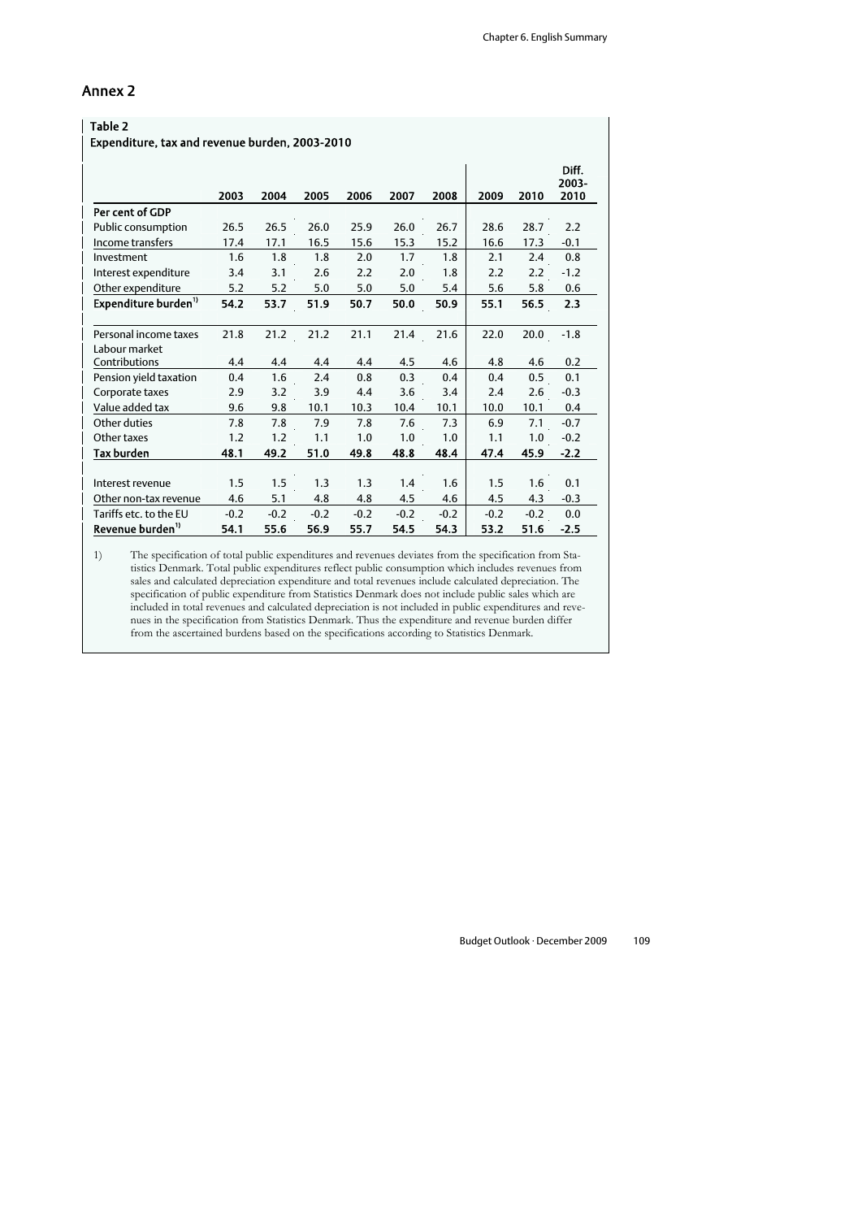## Annex 2

**Table 2**
**Expenditure, tax and revenue burden, 2003-2010**

| | 2003 | 2004 | 2005 | 2006 | 2007 | 2008 | 2009 | 2010 | Diff. 2003-2010 |
|---|---|---|---|---|---|---|---|---|---|
| **Per cent of GDP** | | | | | | | | | |
| Public consumption | 26.5 | 26.5 | 26.0 | 25.9 | 26.0 | 26.7 | 28.6 | 28.7 | 2.2 |
| Income transfers | 17.4 | 17.1 | 16.5 | 15.6 | 15.3 | 15.2 | 16.6 | 17.3 | -0.1 |
| Investment | 1.6 | 1.8 | 1.8 | 2.0 | 1.7 | 1.8 | 2.1 | 2.4 | 0.8 |
| Interest expenditure | 3.4 | 3.1 | 2.6 | 2.2 | 2.0 | 1.8 | 2.2 | 2.2 | -1.2 |
| Other expenditure | 5.2 | 5.2 | 5.0 | 5.0 | 5.0 | 5.4 | 5.6 | 5.8 | 0.6 |
| **Expenditure burden[1)]** | **54.2** | **53.7** | **51.9** | **50.7** | **50.0** | **50.9** | **55.1** | **56.5** | **2.3** |
| | | | | | | | | | |
| Personal income taxes | 21.8 | 21.2 | 21.2 | 21.1 | 21.4 | 21.6 | 22.0 | 20.0 | -1.8 |
| Labour market Contributions | 4.4 | 4.4 | 4.4 | 4.4 | 4.5 | 4.6 | 4.8 | 4.6 | 0.2 |
| Pension yield taxation | 0.4 | 1.6 | 2.4 | 0.8 | 0.3 | 0.4 | 0.4 | 0.5 | 0.1 |
| Corporate taxes | 2.9 | 3.2 | 3.9 | 4.4 | 3.6 | 3.4 | 2.4 | 2.6 | -0.3 |
| Value added tax | 9.6 | 9.8 | 10.1 | 10.3 | 10.4 | 10.1 | 10.0 | 10.1 | 0.4 |
| Other duties | 7.8 | 7.8 | 7.9 | 7.8 | 7.6 | 7.3 | 6.9 | 7.1 | -0.7 |
| Other taxes | 1.2 | 1.2 | 1.1 | 1.0 | 1.0 | 1.0 | 1.1 | 1.0 | -0.2 |
| **Tax burden** | **48.1** | **49.2** | **51.0** | **49.8** | **48.8** | **48.4** | **47.4** | **45.9** | **-2.2** |
| | | | | | | | | | |
| Interest revenue | 1.5 | 1.5 | 1.3 | 1.3 | 1.4 | 1.6 | 1.5 | 1.6 | 0.1 |
| Other non-tax revenue | 4.6 | 5.1 | 4.8 | 4.8 | 4.5 | 4.6 | 4.5 | 4.3 | -0.3 |
| Tariffs etc. to the EU | -0.2 | -0.2 | -0.2 | -0.2 | -0.2 | -0.2 | -0.2 | -0.2 | 0.0 |
| **Revenue burden[1)]** | **54.1** | **55.6** | **56.9** | **55.7** | **54.5** | **54.3** | **53.2** | **51.6** | **-2.5** |

1) The specification of total public expenditures and revenues deviates from the specification from Statistics Denmark. Total public expenditures reflect public consumption which includes revenues from sales and calculated depreciation expenditure and total revenues include calculated depreciation. The specification of public expenditure from Statistics Denmark does not include public sales which are included in total revenues and calculated depreciation is not included in public expenditures and revenues in the specification from Statistics Denmark. Thus the expenditure and revenue burden differ from the ascertained burdens based on the specifications according to Statistics Denmark.